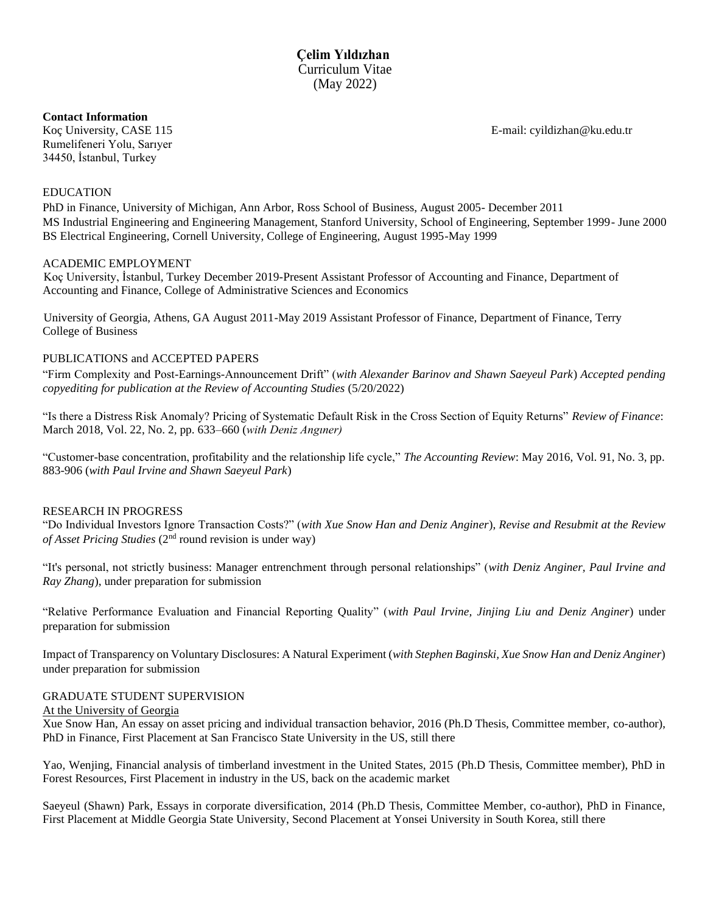# Çelim Yıldızhan

Curriculum Vitae

(May 2022)

**Contact Information**

Koç University, CASE 115
Rumelifeneri Yolu, Sarıyer
34450, İstanbul, Turkey

E-mail: cyildizhan@ku.edu.tr

## EDUCATION

PhD in Finance, University of Michigan, Ann Arbor, Ross School of Business, August 2005- December 2011
MS Industrial Engineering and Engineering Management, Stanford University, School of Engineering, September 1999- June 2000
BS Electrical Engineering, Cornell University, College of Engineering, August 1995-May 1999

## ACADEMIC EMPLOYMENT

Koç University, İstanbul, Turkey December 2019-Present Assistant Professor of Accounting and Finance, Department of Accounting and Finance, College of Administrative Sciences and Economics

University of Georgia, Athens, GA August 2011-May 2019 Assistant Professor of Finance, Department of Finance, Terry College of Business

## PUBLICATIONS and ACCEPTED PAPERS

"Firm Complexity and Post-Earnings-Announcement Drift" (*with Alexander Barinov and Shawn Saeyeul Park*) *Accepted pending copyediting for publication at the Review of Accounting Studies* (5/20/2022)

"Is there a Distress Risk Anomaly? Pricing of Systematic Default Risk in the Cross Section of Equity Returns" *Review of Finance*: March 2018, Vol. 22, No. 2, pp. 633–660 (*with Deniz Angıner)*

"Customer-base concentration, profitability and the relationship life cycle," *The Accounting Review*: May 2016, Vol. 91, No. 3, pp. 883-906 (*with Paul Irvine and Shawn Saeyeul Park*)

## RESEARCH IN PROGRESS

"Do Individual Investors Ignore Transaction Costs?" (*with Xue Snow Han and Deniz Anginer*), *Revise and Resubmit at the Review of Asset Pricing Studies* (2nd round revision is under way)

"It's personal, not strictly business: Manager entrenchment through personal relationships" (*with Deniz Anginer, Paul Irvine and Ray Zhang*), under preparation for submission

"Relative Performance Evaluation and Financial Reporting Quality" (*with Paul Irvine, Jinjing Liu and Deniz Anginer*) under preparation for submission

Impact of Transparency on Voluntary Disclosures: A Natural Experiment (*with Stephen Baginski, Xue Snow Han and Deniz Anginer*) under preparation for submission

## GRADUATE STUDENT SUPERVISION

At the University of Georgia

Xue Snow Han, An essay on asset pricing and individual transaction behavior, 2016 (Ph.D Thesis, Committee member, co-author), PhD in Finance, First Placement at San Francisco State University in the US, still there

Yao, Wenjing, Financial analysis of timberland investment in the United States, 2015 (Ph.D Thesis, Committee member), PhD in Forest Resources, First Placement in industry in the US, back on the academic market

Saeyeul (Shawn) Park, Essays in corporate diversification, 2014 (Ph.D Thesis, Committee Member, co-author), PhD in Finance, First Placement at Middle Georgia State University, Second Placement at Yonsei University in South Korea, still there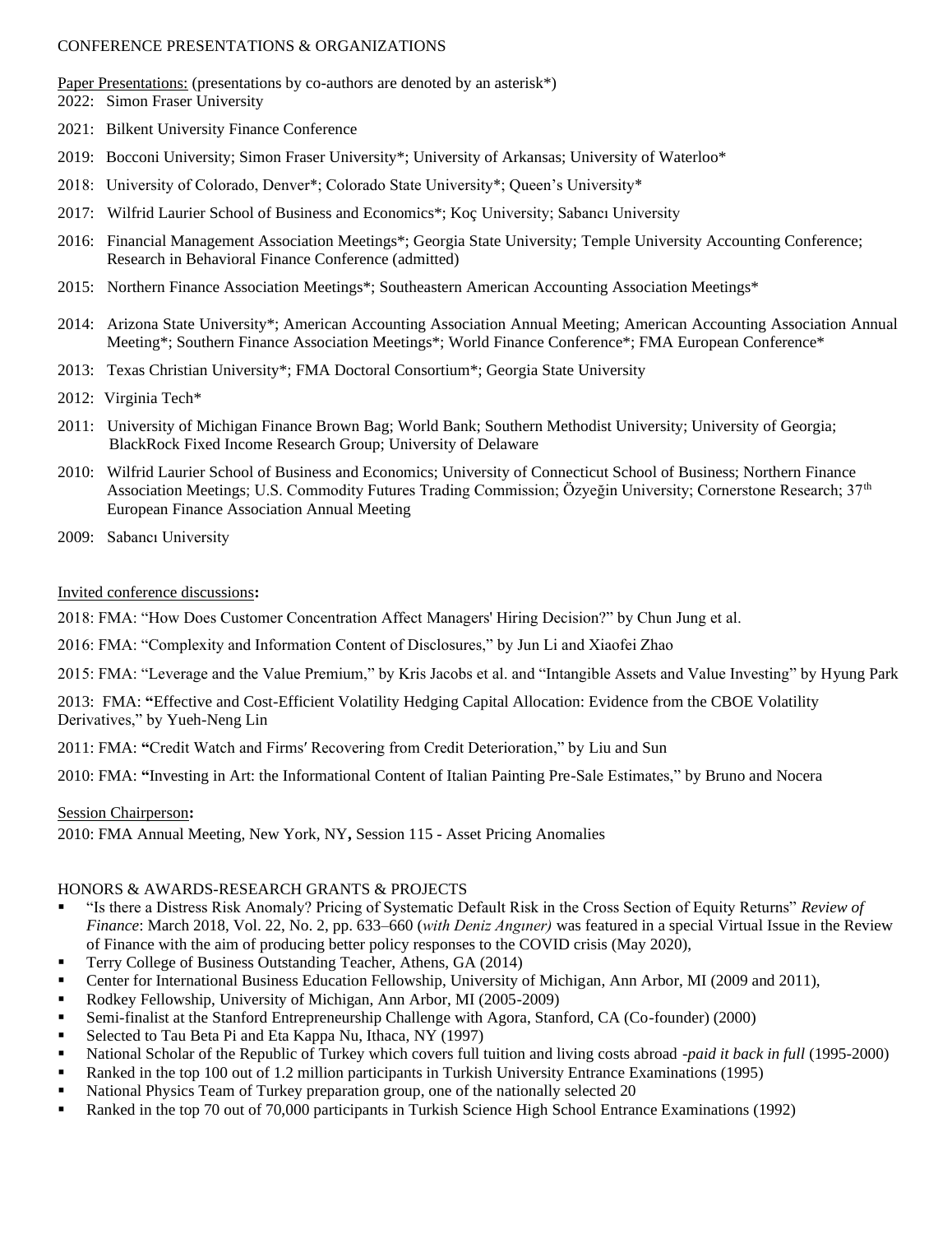## CONFERENCE PRESENTATIONS & ORGANIZATIONS

Paper Presentations: (presentations by co-authors are denoted by an asterisk*)

2022: Simon Fraser University

2021: Bilkent University Finance Conference

2019: Bocconi University; Simon Fraser University*; University of Arkansas; University of Waterloo*

2018: University of Colorado, Denver*; Colorado State University*; Queen's University*

2017: Wilfrid Laurier School of Business and Economics*; Koç University; Sabancı University

2016: Financial Management Association Meetings*; Georgia State University; Temple University Accounting Conference; Research in Behavioral Finance Conference (admitted)

2015: Northern Finance Association Meetings*; Southeastern American Accounting Association Meetings*

2014: Arizona State University*; American Accounting Association Annual Meeting; American Accounting Association Annual Meeting*; Southern Finance Association Meetings*; World Finance Conference*; FMA European Conference*

2013: Texas Christian University*; FMA Doctoral Consortium*; Georgia State University

2012: Virginia Tech*

2011: University of Michigan Finance Brown Bag; World Bank; Southern Methodist University; University of Georgia; BlackRock Fixed Income Research Group; University of Delaware

2010: Wilfrid Laurier School of Business and Economics; University of Connecticut School of Business; Northern Finance Association Meetings; U.S. Commodity Futures Trading Commission; Özyeğin University; Cornerstone Research; 37th European Finance Association Annual Meeting

2009: Sabancı University

Invited conference discussions**:**

2018: FMA: "How Does Customer Concentration Affect Managers' Hiring Decision?" by Chun Jung et al.

2016: FMA: "Complexity and Information Content of Disclosures," by Jun Li and Xiaofei Zhao

2015: FMA: "Leverage and the Value Premium," by Kris Jacobs et al. and "Intangible Assets and Value Investing" by Hyung Park

2013: FMA: **"**Effective and Cost-Efficient Volatility Hedging Capital Allocation: Evidence from the CBOE Volatility Derivatives," by Yueh-Neng Lin

2011: FMA: **"**Credit Watch and Firms′ Recovering from Credit Deterioration," by Liu and Sun

2010: FMA: **"**Investing in Art: the Informational Content of Italian Painting Pre-Sale Estimates," by Bruno and Nocera

Session Chairperson**:**

2010: FMA Annual Meeting, New York, NY**,** Session 115 - Asset Pricing Anomalies

## HONORS & AWARDS-RESEARCH GRANTS & PROJECTS

- "Is there a Distress Risk Anomaly? Pricing of Systematic Default Risk in the Cross Section of Equity Returns" *Review of Finance*: March 2018, Vol. 22, No. 2, pp. 633–660 (*with Deniz Angıner)* was featured in a special Virtual Issue in the Review of Finance with the aim of producing better policy responses to the COVID crisis (May 2020),
- Terry College of Business Outstanding Teacher, Athens, GA (2014)
- Center for International Business Education Fellowship, University of Michigan, Ann Arbor, MI (2009 and 2011),
- Rodkey Fellowship, University of Michigan, Ann Arbor, MI (2005-2009)
- Semi-finalist at the Stanford Entrepreneurship Challenge with Agora, Stanford, CA (Co-founder) (2000)
- Selected to Tau Beta Pi and Eta Kappa Nu, Ithaca, NY (1997)
- National Scholar of the Republic of Turkey which covers full tuition and living costs abroad *-paid it back in full* (1995-2000)
- Ranked in the top 100 out of 1.2 million participants in Turkish University Entrance Examinations (1995)
- National Physics Team of Turkey preparation group, one of the nationally selected 20
- Ranked in the top 70 out of 70,000 participants in Turkish Science High School Entrance Examinations (1992)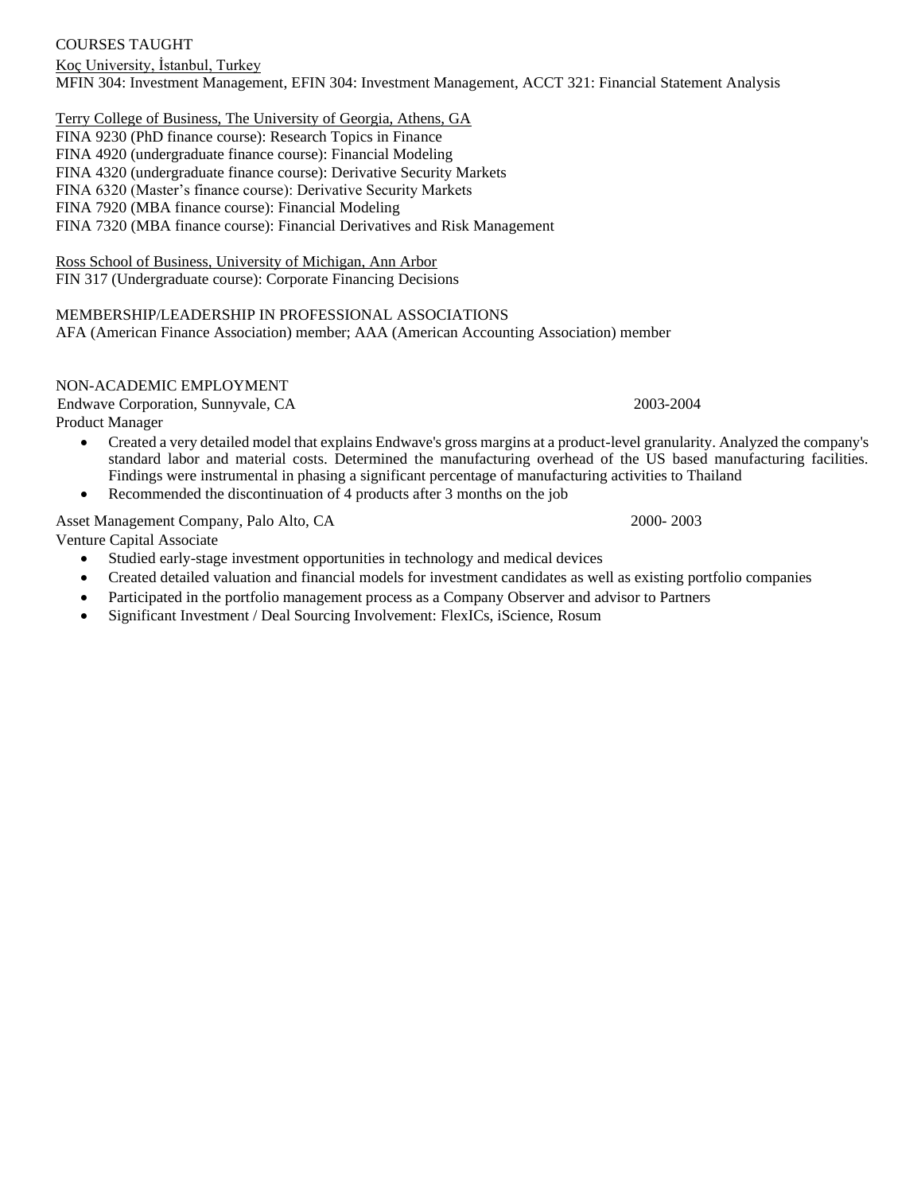## COURSES TAUGHT

Koç University, İstanbul, Turkey

MFIN 304: Investment Management, EFIN 304: Investment Management, ACCT 321: Financial Statement Analysis

Terry College of Business, The University of Georgia, Athens, GA

FINA 9230 (PhD finance course): Research Topics in Finance
FINA 4920 (undergraduate finance course): Financial Modeling
FINA 4320 (undergraduate finance course): Derivative Security Markets
FINA 6320 (Master's finance course): Derivative Security Markets
FINA 7920 (MBA finance course): Financial Modeling
FINA 7320 (MBA finance course): Financial Derivatives and Risk Management

Ross School of Business, University of Michigan, Ann Arbor

FIN 317 (Undergraduate course): Corporate Financing Decisions

## MEMBERSHIP/LEADERSHIP IN PROFESSIONAL ASSOCIATIONS

AFA (American Finance Association) member; AAA (American Accounting Association) member

## NON-ACADEMIC EMPLOYMENT

Endwave Corporation, Sunnyvale, CA 2003-2004

Product Manager

- Created a very detailed model that explains Endwave's gross margins at a product-level granularity. Analyzed the company's standard labor and material costs. Determined the manufacturing overhead of the US based manufacturing facilities. Findings were instrumental in phasing a significant percentage of manufacturing activities to Thailand
- Recommended the discontinuation of 4 products after 3 months on the job

Asset Management Company, Palo Alto, CA 2000- 2003

Venture Capital Associate

- Studied early-stage investment opportunities in technology and medical devices
- Created detailed valuation and financial models for investment candidates as well as existing portfolio companies
- Participated in the portfolio management process as a Company Observer and advisor to Partners
- Significant Investment / Deal Sourcing Involvement: FlexICs, iScience, Rosum